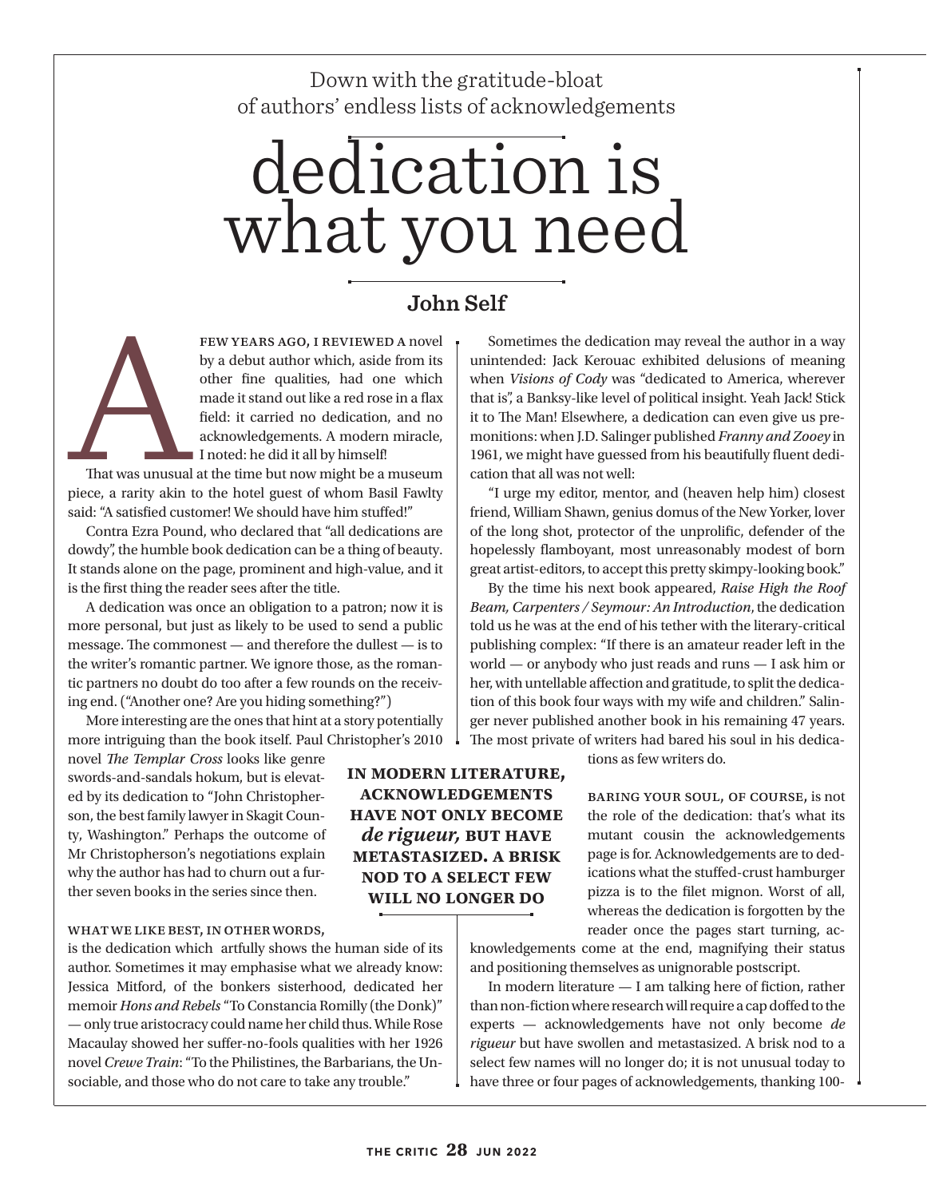Down with the gratitude-bloat of authors' endless lists of acknowledgements

# dedication is what you need

**John Self**

A FEW YEARS AGO, I REVIEWED A novel by a debut author which, aside from its other fine qualities, had one which made it stand out like a red rose in a flax field: it carried no dedication, and no acknowledgements. A modern miracle, I noted: he did it all by himself!

That was unusual at the time but now might be a museum piece, a rarity akin to the hotel guest of whom Basil Fawlty said: "A satisfied customer! We should have him stuffed!"

Contra Ezra Pound, who declared that "all dedications are dowdy", the humble book dedication can be a thing of beauty. It stands alone on the page, prominent and high-value, and it is the first thing the reader sees after the title.

A dedication was once an obligation to a patron; now it is more personal, but just as likely to be used to send a public message. The commonest — and therefore the dullest — is to the writer's romantic partner. We ignore those, as the romantic partners no doubt do too after a few rounds on the receiving end. ("Another one? Are you hiding something?")

More interesting are the ones that hint at a story potentially more intriguing than the book itself. Paul Christopher's 2010 novel *The Templar Cross* looks like genre swords-and-sandals hokum, but is elevated by its dedication to "John Christopherson, the best family lawyer in Skagit County, Washington." Perhaps the outcome of Mr Christopherson's negotiations explain why the author has had to churn out a further seven books in the series since then.

**IN MODERN LITERATURE, ACKNOWLEDGEMENTS HAVE NOT ONLY BECOME *de rigueur,* BUT HAVE METASTASIZED. A BRISK NOD TO A SELECT FEW WILL NO LONGER DO**

WHAT WE LIKE BEST, IN OTHER WORDS, is the dedication which artfully shows the human side of its author. Sometimes it may emphasise what we already know: Jessica Mitford, of the bonkers sisterhood, dedicated her memoir *Hons and Rebels* "To Constancia Romilly (the Donk)" — only true aristocracy could name her child thus. While Rose Macaulay showed her suffer-no-fools qualities with her 1926 novel *Crewe Train*: "To the Philistines, the Barbarians, the Unsociable, and those who do not care to take any trouble."

Sometimes the dedication may reveal the author in a way unintended: Jack Kerouac exhibited delusions of meaning when *Visions of Cody* was "dedicated to America, wherever that is", a Banksy-like level of political insight. Yeah Jack! Stick it to The Man! Elsewhere, a dedication can even give us premonitions: when J.D. Salinger published *Franny and Zooey* in 1961, we might have guessed from his beautifully fluent dedication that all was not well:

"I urge my editor, mentor, and (heaven help him) closest friend, William Shawn, genius domus of the New Yorker, lover of the long shot, protector of the unprolific, defender of the hopelessly flamboyant, most unreasonably modest of born great artist-editors, to accept this pretty skimpy-looking book."

By the time his next book appeared, *Raise High the Roof Beam, Carpenters / Seymour: An Introduction*, the dedication told us he was at the end of his tether with the literary-critical publishing complex: "If there is an amateur reader left in the world — or anybody who just reads and runs — I ask him or her, with untellable affection and gratitude, to split the dedication of this book four ways with my wife and children." Salinger never published another book in his remaining 47 years. The most private of writers had bared his soul in his dedications as few writers do.

BARING YOUR SOUL, OF COURSE, is not the role of the dedication: that's what its mutant cousin the acknowledgements page is for. Acknowledgements are to dedications what the stuffed-crust hamburger pizza is to the filet mignon. Worst of all, whereas the dedication is forgotten by the reader once the pages start turning, acknowledgements come at the end, magnifying their status and positioning themselves as unignorable postscript.

In modern literature — I am talking here of fiction, rather than non-fiction where research will require a cap doffed to the experts — acknowledgements have not only become *de rigueur* but have swollen and metastasized. A brisk nod to a select few names will no longer do; it is not unusual today to have three or four pages of acknowledgements, thanking 100-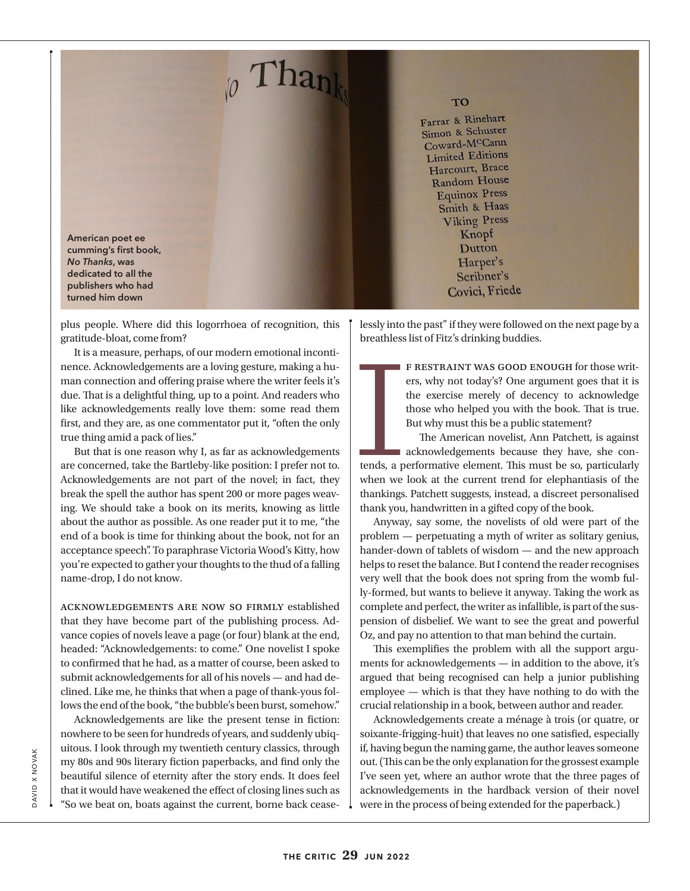American poet ee cumming's first book, *No Thanks*, was dedicated to all the publishers who had turned him down

plus people. Where did this logorrhoea of recognition, this gratitude-bloat, come from?

It is a measure, perhaps, of our modern emotional incontinence. Acknowledgements are a loving gesture, making a human connection and offering praise where the writer feels it's due. That is a delightful thing, up to a point. And readers who like acknowledgements really love them: some read them first, and they are, as one commentator put it, "often the only true thing amid a pack of lies."

But that is one reason why I, as far as acknowledgements are concerned, take the Bartleby-like position: I prefer not to. Acknowledgements are not part of the novel; in fact, they break the spell the author has spent 200 or more pages weaving. We should take a book on its merits, knowing as little about the author as possible. As one reader put it to me, "the end of a book is time for thinking about the book, not for an acceptance speech". To paraphrase Victoria Wood's Kitty, how you're expected to gather your thoughts to the thud of a falling name-drop, I do not know.

ACKNOWLEDGEMENTS ARE NOW SO FIRMLY established that they have become part of the publishing process. Advance copies of novels leave a page (or four) blank at the end, headed: "Acknowledgements: to come." One novelist I spoke to confirmed that he had, as a matter of course, been asked to submit acknowledgements for all of his novels — and had declined. Like me, he thinks that when a page of thank-yous follows the end of the book, "the bubble's been burst, somehow."

Acknowledgements are like the present tense in fiction: nowhere to be seen for hundreds of years, and suddenly ubiquitous. I look through my twentieth century classics, through my 80s and 90s literary fiction paperbacks, and find only the beautiful silence of eternity after the story ends. It does feel that it would have weakened the effect of closing lines such as "So we beat on, boats against the current, borne back ceaselessly into the past" if they were followed on the next page by a breathless list of Fitz's drinking buddies.

IF RESTRAINT WAS GOOD ENOUGH for those writers, why not today's? One argument goes that it is the exercise merely of decency to acknowledge those who helped you with the book. That is true. But why must this be a public statement?

The American novelist, Ann Patchett, is against acknowledgements because they have, she contends, a performative element. This must be so, particularly when we look at the current trend for elephantiasis of the thankings. Patchett suggests, instead, a discreet personalised thank you, handwritten in a gifted copy of the book.

Anyway, say some, the novelists of old were part of the problem — perpetuating a myth of writer as solitary genius, hander-down of tablets of wisdom — and the new approach helps to reset the balance. But I contend the reader recognises very well that the book does not spring from the womb fully-formed, but wants to believe it anyway. Taking the work as complete and perfect, the writer as infallible, is part of the suspension of disbelief. We want to see the great and powerful Oz, and pay no attention to that man behind the curtain.

This exemplifies the problem with all the support arguments for acknowledgements — in addition to the above, it's argued that being recognised can help a junior publishing employee — which is that they have nothing to do with the crucial relationship in a book, between author and reader.

Acknowledgements create a ménage à trois (or quatre, or soixante-frigging-huit) that leaves no one satisfied, especially if, having begun the naming game, the author leaves someone out. (This can be the only explanation for the grossest example I've seen yet, where an author wrote that the three pages of acknowledgements in the hardback version of their novel were in the process of being extended for the paperback.)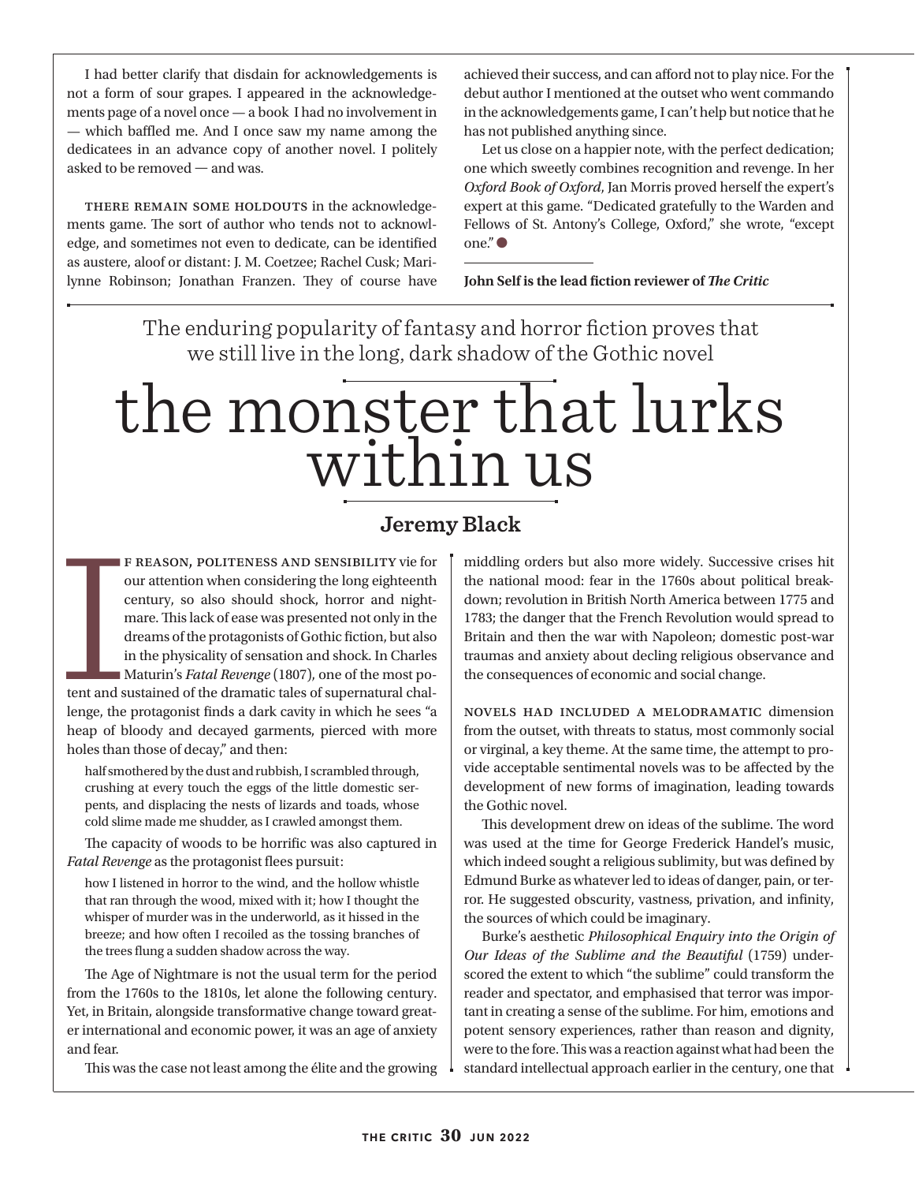I had better clarify that disdain for acknowledgements is not a form of sour grapes. I appeared in the acknowledgements page of a novel once — a book I had no involvement in — which baffled me. And I once saw my name among the dedicatees in an advance copy of another novel. I politely asked to be removed — and was.

THERE REMAIN SOME HOLDOUTS in the acknowledgements game. The sort of author who tends not to acknowledge, and sometimes not even to dedicate, can be identified as austere, aloof or distant: J. M. Coetzee; Rachel Cusk; Marilynne Robinson; Jonathan Franzen. They of course have achieved their success, and can afford not to play nice. For the debut author I mentioned at the outset who went commando in the acknowledgements game, I can't help but notice that he has not published anything since.

Let us close on a happier note, with the perfect dedication; one which sweetly combines recognition and revenge. In her *Oxford Book of Oxford*, Jan Morris proved herself the expert's expert at this game. "Dedicated gratefully to the Warden and Fellows of St. Antony's College, Oxford," she wrote, "except one." ●

**John Self is the lead fiction reviewer of *The Critic***

---

The enduring popularity of fantasy and horror fiction proves that we still live in the long, dark shadow of the Gothic novel

# the monster that lurks within us

## Jeremy Black

IF REASON, POLITENESS AND SENSIBILITY vie for our attention when considering the long eighteenth century, so also should shock, horror and nightmare. This lack of ease was presented not only in the dreams of the protagonists of Gothic fiction, but also in the physicality of sensation and shock. In Charles Maturin's *Fatal Revenge* (1807), one of the most potent and sustained of the dramatic tales of supernatural challenge, the protagonist finds a dark cavity in which he sees "a heap of bloody and decayed garments, pierced with more holes than those of decay," and then:

> half smothered by the dust and rubbish, I scrambled through, crushing at every touch the eggs of the little domestic serpents, and displacing the nests of lizards and toads, whose cold slime made me shudder, as I crawled amongst them.

The capacity of woods to be horrific was also captured in *Fatal Revenge* as the protagonist flees pursuit:

> how I listened in horror to the wind, and the hollow whistle that ran through the wood, mixed with it; how I thought the whisper of murder was in the underworld, as it hissed in the breeze; and how often I recoiled as the tossing branches of the trees flung a sudden shadow across the way.

The Age of Nightmare is not the usual term for the period from the 1760s to the 1810s, let alone the following century. Yet, in Britain, alongside transformative change toward greater international and economic power, it was an age of anxiety and fear.

This was the case not least among the élite and the growing middling orders but also more widely. Successive crises hit the national mood: fear in the 1760s about political breakdown; revolution in British North America between 1775 and 1783; the danger that the French Revolution would spread to Britain and then the war with Napoleon; domestic post-war traumas and anxiety about decling religious observance and the consequences of economic and social change.

NOVELS HAD INCLUDED A MELODRAMATIC dimension from the outset, with threats to status, most commonly social or virginal, a key theme. At the same time, the attempt to provide acceptable sentimental novels was to be affected by the development of new forms of imagination, leading towards the Gothic novel.

This development drew on ideas of the sublime. The word was used at the time for George Frederick Handel's music, which indeed sought a religious sublimity, but was defined by Edmund Burke as whatever led to ideas of danger, pain, or terror. He suggested obscurity, vastness, privation, and infinity, the sources of which could be imaginary.

Burke's aesthetic *Philosophical Enquiry into the Origin of Our Ideas of the Sublime and the Beautiful* (1759) underscored the extent to which "the sublime" could transform the reader and spectator, and emphasised that terror was important in creating a sense of the sublime. For him, emotions and potent sensory experiences, rather than reason and dignity, were to the fore. This was a reaction against what had been the standard intellectual approach earlier in the century, one that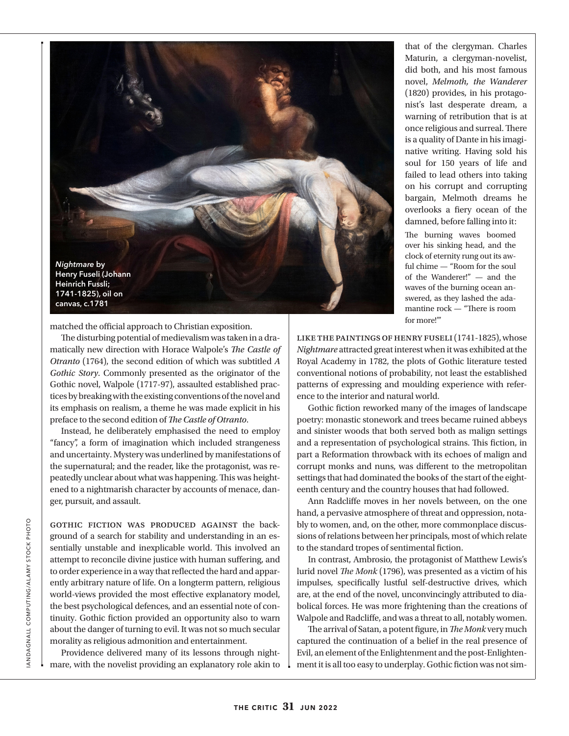*Nightmare* by Henry Fuseli (Johann Heinrich Fussli; 1741-1825), oil on canvas, c.1781

matched the official approach to Christian exposition.

The disturbing potential of medievalism was taken in a dramatically new direction with Horace Walpole's *The Castle of Otranto* (1764), the second edition of which was subtitled *A Gothic Story*. Commonly presented as the originator of the Gothic novel, Walpole (1717-97), assaulted established practices by breaking with the existing conventions of the novel and its emphasis on realism, a theme he was made explicit in his preface to the second edition of *The Castle of Otranto*.

Instead, he deliberately emphasised the need to employ "fancy", a form of imagination which included strangeness and uncertainty. Mystery was underlined by manifestations of the supernatural; and the reader, like the protagonist, was repeatedly unclear about what was happening. This was heightened to a nightmarish character by accounts of menace, danger, pursuit, and assault.

GOTHIC FICTION WAS PRODUCED AGAINST the background of a search for stability and understanding in an essentially unstable and inexplicable world. This involved an attempt to reconcile divine justice with human suffering, and to order experience in a way that reflected the hard and apparently arbitrary nature of life. On a longterm pattern, religious world-views provided the most effective explanatory model, the best psychological defences, and an essential note of continuity. Gothic fiction provided an opportunity also to warn about the danger of turning to evil. It was not so much secular morality as religious admonition and entertainment.

Providence delivered many of its lessons through nightmare, with the novelist providing an explanatory role akin to that of the clergyman. Charles Maturin, a clergyman-novelist, did both, and his most famous novel, *Melmoth, the Wanderer* (1820) provides, in his protagonist's last desperate dream, a warning of retribution that is at once religious and surreal. There is a quality of Dante in his imaginative writing. Having sold his soul for 150 years of life and failed to lead others into taking on his corrupt and corrupting bargain, Melmoth dreams he overlooks a fiery ocean of the damned, before falling into it:

> The burning waves boomed over his sinking head, and the clock of eternity rung out its awful chime — "Room for the soul of the Wanderer!" — and the waves of the burning ocean answered, as they lashed the adamantine rock — "There is room for more!"

LIKE THE PAINTINGS OF HENRY FUSELI (1741-1825), whose *Nightmare* attracted great interest when it was exhibited at the Royal Academy in 1782, the plots of Gothic literature tested conventional notions of probability, not least the established patterns of expressing and moulding experience with reference to the interior and natural world.

Gothic fiction reworked many of the images of landscape poetry: monastic stonework and trees became ruined abbeys and sinister woods that both served both as malign settings and a representation of psychological strains. This fiction, in part a Reformation throwback with its echoes of malign and corrupt monks and nuns, was different to the metropolitan settings that had dominated the books of the start of the eighteenth century and the country houses that had followed.

Ann Radcliffe moves in her novels between, on the one hand, a pervasive atmosphere of threat and oppression, notably to women, and, on the other, more commonplace discussions of relations between her principals, most of which relate to the standard tropes of sentimental fiction.

In contrast, Ambrosio, the protagonist of Matthew Lewis's lurid novel *The Monk* (1796), was presented as a victim of his impulses, specifically lustful self-destructive drives, which are, at the end of the novel, unconvincingly attributed to diabolical forces. He was more frightening than the creations of Walpole and Radcliffe, and was a threat to all, notably women.

The arrival of Satan, a potent figure, in *The Monk* very much captured the continuation of a belief in the real presence of Evil, an element of the Enlightenment and the post-Enlightenment it is all too easy to underplay. Gothic fiction was not sim-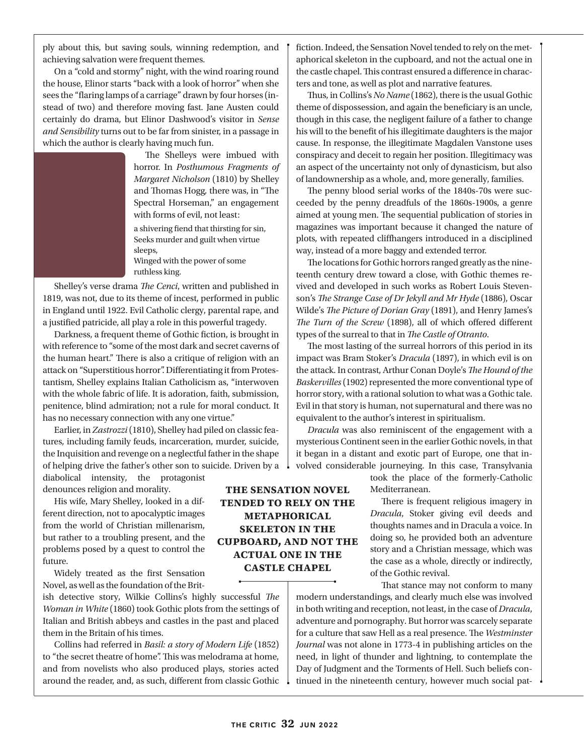ply about this, but saving souls, winning redemption, and achieving salvation were frequent themes.

On a "cold and stormy" night, with the wind roaring round the house, Elinor starts "back with a look of horror" when she sees the "flaring lamps of a carriage" drawn by four horses (instead of two) and therefore moving fast. Jane Austen could certainly do drama, but Elinor Dashwood's visitor in *Sense and Sensibility* turns out to be far from sinister, in a passage in which the author is clearly having much fun.

The Shelleys were imbued with horror. In *Posthumous Fragments of Margaret Nicholson* (1810) by Shelley and Thomas Hogg, there was, in "The Spectral Horseman," an engagement with forms of evil, not least:

> a shivering fiend that thirsting for sin,
> Seeks murder and guilt when virtue sleeps,
> Winged with the power of some ruthless king.

Shelley's verse drama *The Cenci*, written and published in 1819, was not, due to its theme of incest, performed in public in England until 1922. Evil Catholic clergy, parental rape, and a justified patricide, all play a role in this powerful tragedy.

Darkness, a frequent theme of Gothic fiction, is brought in with reference to "some of the most dark and secret caverns of the human heart." There is also a critique of religion with an attack on "Superstitious horror". Differentiating it from Protestantism, Shelley explains Italian Catholicism as, "interwoven with the whole fabric of life. It is adoration, faith, submission, penitence, blind admiration; not a rule for moral conduct. It has no necessary connection with any one virtue."

Earlier, in *Zastrozzi* (1810), Shelley had piled on classic features, including family feuds, incarceration, murder, suicide, the Inquisition and revenge on a neglectful father in the shape of helping drive the father's other son to suicide. Driven by a diabolical intensity, the protagonist denounces religion and morality.

His wife, Mary Shelley, looked in a different direction, not to apocalyptic images from the world of Christian millenarism, but rather to a troubling present, and the problems posed by a quest to control the future.

Widely treated as the first Sensation Novel, as well as the foundation of the British detective story, Wilkie Collins's highly successful *The Woman in White* (1860) took Gothic plots from the settings of Italian and British abbeys and castles in the past and placed them in the Britain of his times.

Collins had referred in *Basil: a story of Modern Life* (1852) to "the secret theatre of home". This was melodrama at home, and from novelists who also produced plays, stories acted around the reader, and, as such, different from classic Gothic fiction. Indeed, the Sensation Novel tended to rely on the metaphorical skeleton in the cupboard, and not the actual one in the castle chapel. This contrast ensured a difference in characters and tone, as well as plot and narrative features.

**THE SENSATION NOVEL TENDED TO RELY ON THE METAPHORICAL SKELETON IN THE CUPBOARD, AND NOT THE ACTUAL ONE IN THE CASTLE CHAPEL**

Thus, in Collins's *No Name* (1862), there is the usual Gothic theme of dispossession, and again the beneficiary is an uncle, though in this case, the negligent failure of a father to change his will to the benefit of his illegitimate daughters is the major cause. In response, the illegitimate Magdalen Vanstone uses conspiracy and deceit to regain her position. Illegitimacy was an aspect of the uncertainty not only of dynasticism, but also of landownership as a whole, and, more generally, families.

The penny blood serial works of the 1840s-70s were succeeded by the penny dreadfuls of the 1860s-1900s, a genre aimed at young men. The sequential publication of stories in magazines was important because it changed the nature of plots, with repeated cliffhangers introduced in a disciplined way, instead of a more baggy and extended terror.

The locations for Gothic horrors ranged greatly as the nineteenth century drew toward a close, with Gothic themes revived and developed in such works as Robert Louis Stevenson's *The Strange Case of Dr Jekyll and Mr Hyde* (1886), Oscar Wilde's *The Picture of Dorian Gray* (1891), and Henry James's *The Turn of the Screw* (1898), all of which offered different types of the surreal to that in *The Castle of Otranto*.

The most lasting of the surreal horrors of this period in its impact was Bram Stoker's *Dracula* (1897), in which evil is on the attack. In contrast, Arthur Conan Doyle's *The Hound of the Baskervilles* (1902) represented the more conventional type of horror story, with a rational solution to what was a Gothic tale. Evil in that story is human, not supernatural and there was no equivalent to the author's interest in spiritualism.

*Dracula* was also reminiscent of the engagement with a mysterious Continent seen in the earlier Gothic novels, in that it began in a distant and exotic part of Europe, one that involved considerable journeying. In this case, Transylvania took the place of the formerly-Catholic Mediterranean.

There is frequent religious imagery in *Dracula*, Stoker giving evil deeds and thoughts names and in Dracula a voice. In doing so, he provided both an adventure story and a Christian message, which was the case as a whole, directly or indirectly, of the Gothic revival.

That stance may not conform to many modern understandings, and clearly much else was involved in both writing and reception, not least, in the case of *Dracula*, adventure and pornography. But horror was scarcely separate for a culture that saw Hell as a real presence. The *Westminster Journal* was not alone in 1773-4 in publishing articles on the need, in light of thunder and lightning, to contemplate the Day of Judgment and the Torments of Hell. Such beliefs continued in the nineteenth century, however much social pat-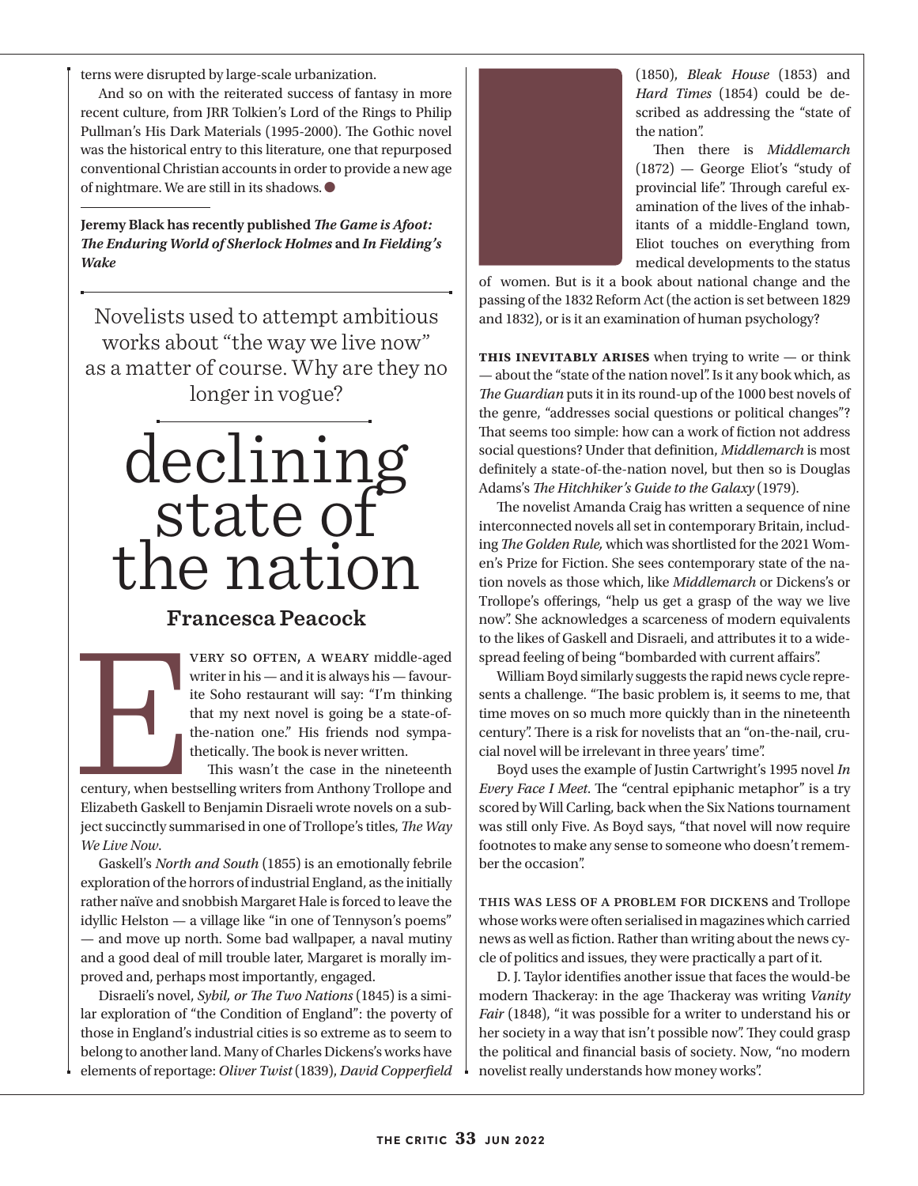terns were disrupted by large-scale urbanization.

And so on with the reiterated success of fantasy in more recent culture, from JRR Tolkien's Lord of the Rings to Philip Pullman's His Dark Materials (1995-2000). The Gothic novel was the historical entry to this literature, one that repurposed conventional Christian accounts in order to provide a new age of nightmare. We are still in its shadows. ●

**Jeremy Black has recently published *The Game is Afoot: The Enduring World of Sherlock Holmes* and *In Fielding's Wake***

---

Novelists used to attempt ambitious works about "the way we live now" as a matter of course. Why are they no longer in vogue?

# declining state of the nation

## Francesca Peacock

EVERY SO OFTEN, A WEARY middle-aged writer in his — and it is always his — favourite Soho restaurant will say: "I'm thinking that my next novel is going be a state-of-the-nation one." His friends nod sympathetically. The book is never written.

This wasn't the case in the nineteenth century, when bestselling writers from Anthony Trollope and Elizabeth Gaskell to Benjamin Disraeli wrote novels on a subject succinctly summarised in one of Trollope's titles, *The Way We Live Now*.

Gaskell's *North and South* (1855) is an emotionally febrile exploration of the horrors of industrial England, as the initially rather naïve and snobbish Margaret Hale is forced to leave the idyllic Helston — a village like "in one of Tennyson's poems" — and move up north. Some bad wallpaper, a naval mutiny and a good deal of mill trouble later, Margaret is morally improved and, perhaps most importantly, engaged.

Disraeli's novel, *Sybil, or The Two Nations* (1845) is a similar exploration of "the Condition of England": the poverty of those in England's industrial cities is so extreme as to seem to belong to another land. Many of Charles Dickens's works have elements of reportage: *Oliver Twist* (1839), *David Copperfield* (1850), *Bleak House* (1853) and *Hard Times* (1854) could be described as addressing the "state of the nation".

Then there is *Middlemarch* (1872) — George Eliot's "study of provincial life". Through careful examination of the lives of the inhabitants of a middle-England town, Eliot touches on everything from medical developments to the status of women. But is it a book about national change and the passing of the 1832 Reform Act (the action is set between 1829 and 1832), or is it an examination of human psychology?

THIS INEVITABLY ARISES when trying to write — or think — about the "state of the nation novel". Is it any book which, as *The Guardian* puts it in its round-up of the 1000 best novels of the genre, "addresses social questions or political changes"? That seems too simple: how can a work of fiction not address social questions? Under that definition, *Middlemarch* is most definitely a state-of-the-nation novel, but then so is Douglas Adams's *The Hitchhiker's Guide to the Galaxy* (1979).

The novelist Amanda Craig has written a sequence of nine interconnected novels all set in contemporary Britain, including *The Golden Rule,* which was shortlisted for the 2021 Women's Prize for Fiction. She sees contemporary state of the nation novels as those which, like *Middlemarch* or Dickens's or Trollope's offerings, "help us get a grasp of the way we live now". She acknowledges a scarceness of modern equivalents to the likes of Gaskell and Disraeli, and attributes it to a widespread feeling of being "bombarded with current affairs".

William Boyd similarly suggests the rapid news cycle represents a challenge. "The basic problem is, it seems to me, that time moves on so much more quickly than in the nineteenth century". There is a risk for novelists that an "on-the-nail, crucial novel will be irrelevant in three years' time".

Boyd uses the example of Justin Cartwright's 1995 novel *In Every Face I Meet*. The "central epiphanic metaphor" is a try scored by Will Carling, back when the Six Nations tournament was still only Five. As Boyd says, "that novel will now require footnotes to make any sense to someone who doesn't remember the occasion".

THIS WAS LESS OF A PROBLEM FOR DICKENS and Trollope whose works were often serialised in magazines which carried news as well as fiction. Rather than writing about the news cycle of politics and issues, they were practically a part of it.

D. J. Taylor identifies another issue that faces the would-be modern Thackeray: in the age Thackeray was writing *Vanity Fair* (1848), "it was possible for a writer to understand his or her society in a way that isn't possible now". They could grasp the political and financial basis of society. Now, "no modern novelist really understands how money works".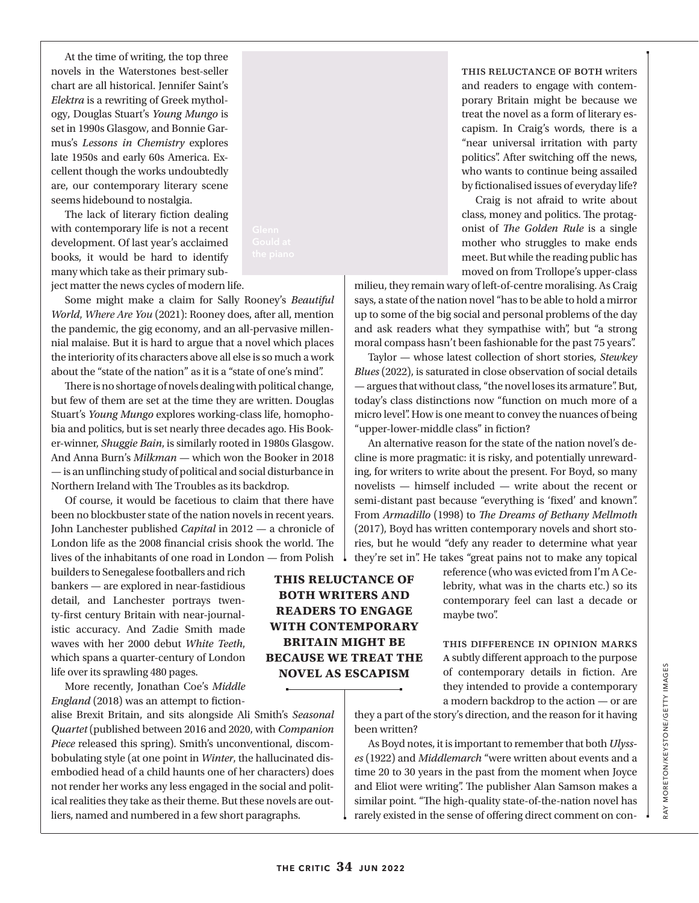At the time of writing, the top three novels in the Waterstones best-seller chart are all historical. Jennifer Saint's *Elektra* is a rewriting of Greek mythology, Douglas Stuart's *Young Mungo* is set in 1990s Glasgow, and Bonnie Garmus's *Lessons in Chemistry* explores late 1950s and early 60s America. Excellent though the works undoubtedly are, our contemporary literary scene seems hidebound to nostalgia.

The lack of literary fiction dealing with contemporary life is not a recent development. Of last year's acclaimed books, it would be hard to identify many which take as their primary subject matter the news cycles of modern life.

Some might make a claim for Sally Rooney's *Beautiful World, Where Are You* (2021): Rooney does, after all, mention the pandemic, the gig economy, and an all-pervasive millennial malaise. But it is hard to argue that a novel which places the interiority of its characters above all else is so much a work about the "state of the nation" as it is a "state of one's mind".

There is no shortage of novels dealing with political change, but few of them are set at the time they are written. Douglas Stuart's *Young Mungo* explores working-class life, homophobia and politics, but is set nearly three decades ago. His Booker-winner, *Shuggie Bain*, is similarly rooted in 1980s Glasgow. And Anna Burn's *Milkman* — which won the Booker in 2018 — is an unflinching study of political and social disturbance in Northern Ireland with The Troubles as its backdrop.

Of course, it would be facetious to claim that there have been no blockbuster state of the nation novels in recent years. John Lanchester published *Capital* in 2012 — a chronicle of London life as the 2008 financial crisis shook the world. The lives of the inhabitants of one road in London — from Polish builders to Senegalese footballers and rich bankers — are explored in near-fastidious detail, and Lanchester portrays twenty-first century Britain with near-journalistic accuracy. And Zadie Smith made waves with her 2000 debut *White Teeth*, which spans a quarter-century of London life over its sprawling 480 pages.

More recently, Jonathan Coe's *Middle England* (2018) was an attempt to fictionalise Brexit Britain, and sits alongside Ali Smith's *Seasonal Quartet* (published between 2016 and 2020, with *Companion Piece* released this spring). Smith's unconventional, discombobulating style (at one point in *Winter*, the hallucinated disembodied head of a child haunts one of her characters) does not render her works any less engaged in the social and political realities they take as their theme. But these novels are outliers, named and numbered in a few short paragraphs.

Glenn Gould at the piano

**THIS RELUCTANCE OF BOTH WRITERS AND READERS TO ENGAGE WITH CONTEMPORARY BRITAIN MIGHT BE BECAUSE WE TREAT THE NOVEL AS ESCAPISM**

THIS RELUCTANCE OF BOTH writers and readers to engage with contemporary Britain might be because we treat the novel as a form of literary escapism. In Craig's words, there is a "near universal irritation with party politics". After switching off the news, who wants to continue being assailed by fictionalised issues of everyday life?

Craig is not afraid to write about class, money and politics. The protagonist of *The Golden Rule* is a single mother who struggles to make ends meet. But while the reading public has moved on from Trollope's upper-class milieu, they remain wary of left-of-centre moralising. As Craig says, a state of the nation novel "has to be able to hold a mirror up to some of the big social and personal problems of the day and ask readers what they sympathise with", but "a strong moral compass hasn't been fashionable for the past 75 years".

Taylor — whose latest collection of short stories, *Stewkey Blues* (2022), is saturated in close observation of social details — argues that without class, "the novel loses its armature". But, today's class distinctions now "function on much more of a micro level". How is one meant to convey the nuances of being "upper-lower-middle class" in fiction?

An alternative reason for the state of the nation novel's decline is more pragmatic: it is risky, and potentially unrewarding, for writers to write about the present. For Boyd, so many novelists — himself included — write about the recent or semi-distant past because "everything is 'fixed' and known". From *Armadillo* (1998) to *The Dreams of Bethany Mellmoth* (2017), Boyd has written contemporary novels and short stories, but he would "defy any reader to determine what year they're set in". He takes "great pains not to make any topical reference (who was evicted from I'm A Celebrity, what was in the charts etc.) so its contemporary feel can last a decade or maybe two".

THIS DIFFERENCE IN OPINION MARKS a subtly different approach to the purpose of contemporary details in fiction. Are they intended to provide a contemporary a modern backdrop to the action — or are they a part of the story's direction, and the reason for it having been written?

As Boyd notes, it is important to remember that both *Ulysses* (1922) and *Middlemarch* "were written about events and a time 20 to 30 years in the past from the moment when Joyce and Eliot were writing". The publisher Alan Samson makes a similar point. "The high-quality state-of-the-nation novel has rarely existed in the sense of offering direct comment on con-

RAY MORETON/KEYSTONE/GETTY IMAGES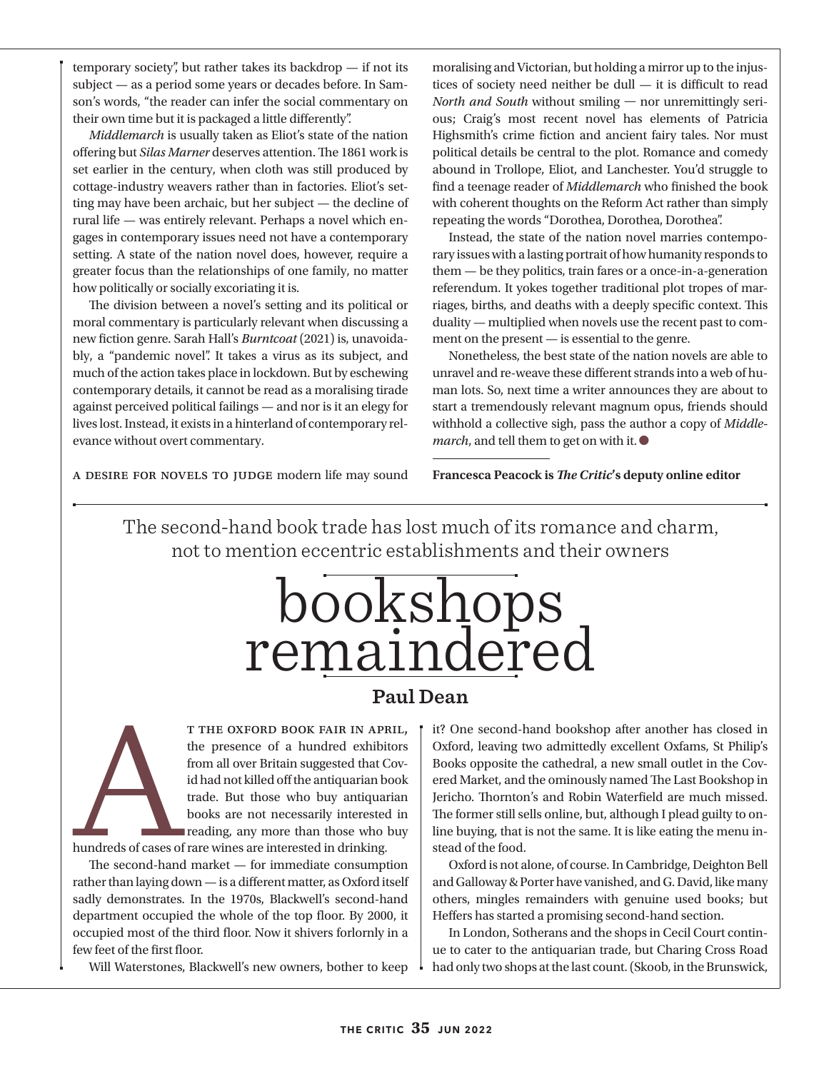temporary society", but rather takes its backdrop — if not its subject — as a period some years or decades before. In Samson's words, "the reader can infer the social commentary on their own time but it is packaged a little differently".

*Middlemarch* is usually taken as Eliot's state of the nation offering but *Silas Marner* deserves attention. The 1861 work is set earlier in the century, when cloth was still produced by cottage-industry weavers rather than in factories. Eliot's setting may have been archaic, but her subject — the decline of rural life — was entirely relevant. Perhaps a novel which engages in contemporary issues need not have a contemporary setting. A state of the nation novel does, however, require a greater focus than the relationships of one family, no matter how politically or socially excoriating it is.

The division between a novel's setting and its political or moral commentary is particularly relevant when discussing a new fiction genre. Sarah Hall's *Burntcoat* (2021) is, unavoidably, a "pandemic novel". It takes a virus as its subject, and much of the action takes place in lockdown. But by eschewing contemporary details, it cannot be read as a moralising tirade against perceived political failings — and nor is it an elegy for lives lost. Instead, it exists in a hinterland of contemporary relevance without overt commentary.

A DESIRE FOR NOVELS TO JUDGE modern life may sound moralising and Victorian, but holding a mirror up to the injustices of society need neither be dull — it is difficult to read *North and South* without smiling — nor unremittingly serious; Craig's most recent novel has elements of Patricia Highsmith's crime fiction and ancient fairy tales. Nor must political details be central to the plot. Romance and comedy abound in Trollope, Eliot, and Lanchester. You'd struggle to find a teenage reader of *Middlemarch* who finished the book with coherent thoughts on the Reform Act rather than simply repeating the words "Dorothea, Dorothea, Dorothea".

Instead, the state of the nation novel marries contemporary issues with a lasting portrait of how humanity responds to them — be they politics, train fares or a once-in-a-generation referendum. It yokes together traditional plot tropes of marriages, births, and deaths with a deeply specific context. This duality — multiplied when novels use the recent past to comment on the present — is essential to the genre.

Nonetheless, the best state of the nation novels are able to unravel and re-weave these different strands into a web of human lots. So, next time a writer announces they are about to start a tremendously relevant magnum opus, friends should withhold a collective sigh, pass the author a copy of *Middlemarch*, and tell them to get on with it.

**Francesca Peacock is *The Critic*'s deputy online editor**

---

The second-hand book trade has lost much of its romance and charm, not to mention eccentric establishments and their owners

# bookshops remaindered

## Paul Dean

AT THE OXFORD BOOK FAIR IN APRIL, the presence of a hundred exhibitors from all over Britain suggested that Covid had not killed off the antiquarian book trade. But those who buy antiquarian books are not necessarily interested in reading, any more than those who buy hundreds of cases of rare wines are interested in drinking.

The second-hand market — for immediate consumption rather than laying down — is a different matter, as Oxford itself sadly demonstrates. In the 1970s, Blackwell's second-hand department occupied the whole of the top floor. By 2000, it occupied most of the third floor. Now it shivers forlornly in a few feet of the first floor.

Will Waterstones, Blackwell's new owners, bother to keep it? One second-hand bookshop after another has closed in Oxford, leaving two admittedly excellent Oxfams, St Philip's Books opposite the cathedral, a new small outlet in the Covered Market, and the ominously named The Last Bookshop in Jericho. Thornton's and Robin Waterfield are much missed. The former still sells online, but, although I plead guilty to online buying, that is not the same. It is like eating the menu instead of the food.

Oxford is not alone, of course. In Cambridge, Deighton Bell and Galloway & Porter have vanished, and G. David, like many others, mingles remainders with genuine used books; but Heffers has started a promising second-hand section.

In London, Sotherans and the shops in Cecil Court continue to cater to the antiquarian trade, but Charing Cross Road had only two shops at the last count. (Skoob, in the Brunswick,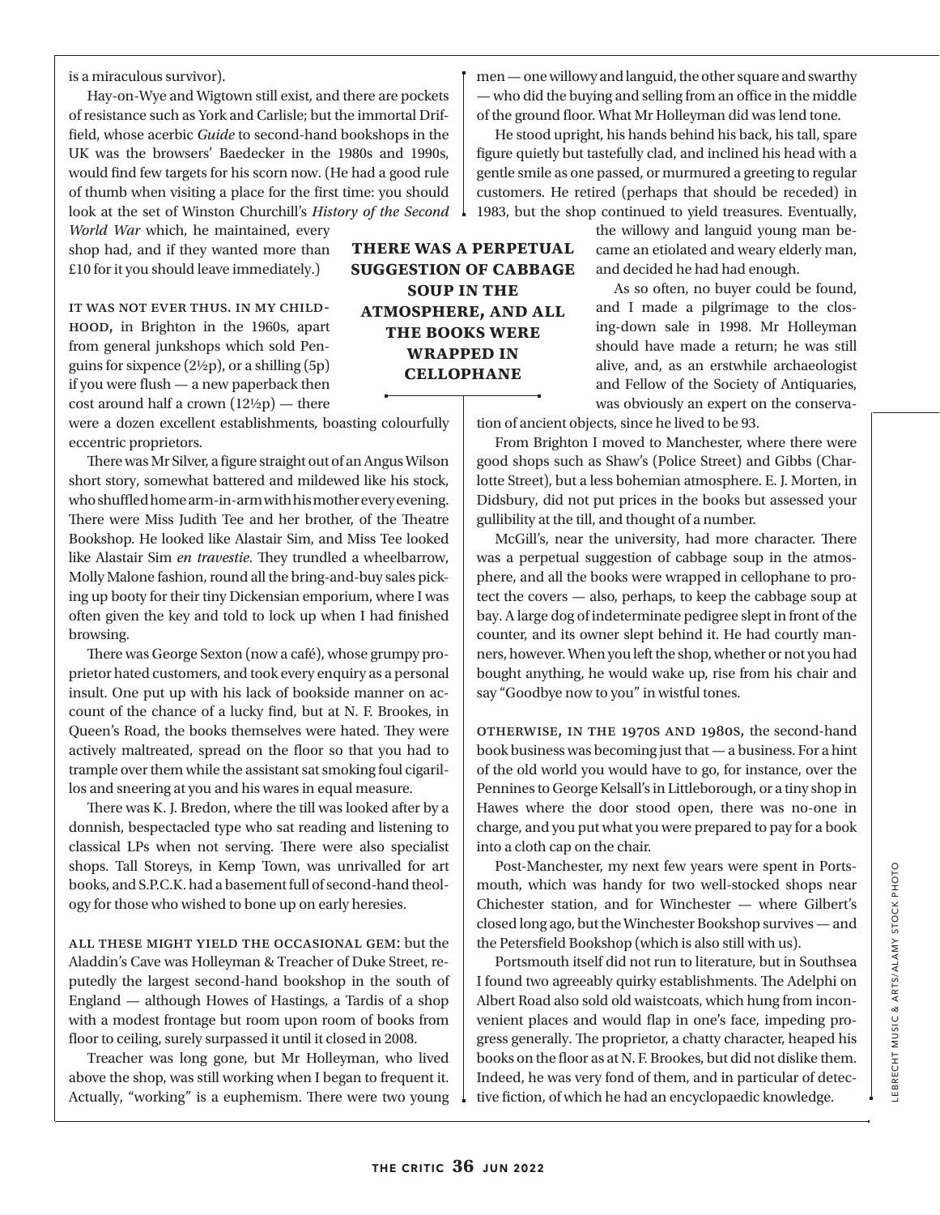is a miraculous survivor).

Hay-on-Wye and Wigtown still exist, and there are pockets of resistance such as York and Carlisle; but the immortal Driffield, whose acerbic *Guide* to second-hand bookshops in the UK was the browsers' Baedecker in the 1980s and 1990s, would find few targets for his scorn now. (He had a good rule of thumb when visiting a place for the first time: you should look at the set of Winston Churchill's *History of the Second World War* which, he maintained, every shop had, and if they wanted more than £10 for it you should leave immediately.)

**IT WAS NOT EVER THUS. IN MY CHILDHOOD,** in Brighton in the 1960s, apart from general junkshops which sold Penguins for sixpence (2½p), or a shilling (5p) if you were flush — a new paperback then cost around half a crown (12½p) — there were a dozen excellent establishments, boasting colourfully eccentric proprietors.

There was Mr Silver, a figure straight out of an Angus Wilson short story, somewhat battered and mildewed like his stock, who shuffled home arm-in-arm with his mother every evening. There were Miss Judith Tee and her brother, of the Theatre Bookshop. He looked like Alastair Sim, and Miss Tee looked like Alastair Sim *en travestie*. They trundled a wheelbarrow, Molly Malone fashion, round all the bring-and-buy sales picking up booty for their tiny Dickensian emporium, where I was often given the key and told to lock up when I had finished browsing.

There was George Sexton (now a café), whose grumpy proprietor hated customers, and took every enquiry as a personal insult. One put up with his lack of bookside manner on account of the chance of a lucky find, but at N. F. Brookes, in Queen's Road, the books themselves were hated. They were actively maltreated, spread on the floor so that you had to trample over them while the assistant sat smoking foul cigarillos and sneering at you and his wares in equal measure.

There was K. J. Bredon, where the till was looked after by a donnish, bespectacled type who sat reading and listening to classical LPs when not serving. There were also specialist shops. Tall Storeys, in Kemp Town, was unrivalled for art books, and S.P.C.K. had a basement full of second-hand theology for those who wished to bone up on early heresies.

**ALL THESE MIGHT YIELD THE OCCASIONAL GEM:** but the Aladdin's Cave was Holleyman & Treacher of Duke Street, reputedly the largest second-hand bookshop in the south of England — although Howes of Hastings, a Tardis of a shop with a modest frontage but room upon room of books from floor to ceiling, surely surpassed it until it closed in 2008.

Treacher was long gone, but Mr Holleyman, who lived above the shop, was still working when I began to frequent it. Actually, "working" is a euphemism. There were two young men — one willowy and languid, the other square and swarthy — who did the buying and selling from an office in the middle of the ground floor. What Mr Holleyman did was lend tone.

He stood upright, his hands behind his back, his tall, spare figure quietly but tastefully clad, and inclined his head with a gentle smile as one passed, or murmured a greeting to regular customers. He retired (perhaps that should be receded) in 1983, but the shop continued to yield treasures. Eventually, the willowy and languid young man became an etiolated and weary elderly man, and decided he had had enough.

> **THERE WAS A PERPETUAL SUGGESTION OF CABBAGE SOUP IN THE ATMOSPHERE, AND ALL THE BOOKS WERE WRAPPED IN CELLOPHANE**

As so often, no buyer could be found, and I made a pilgrimage to the closing-down sale in 1998. Mr Holleyman should have made a return; he was still alive, and, as an erstwhile archaeologist and Fellow of the Society of Antiquaries, was obviously an expert on the conservation of ancient objects, since he lived to be 93.

From Brighton I moved to Manchester, where there were good shops such as Shaw's (Police Street) and Gibbs (Charlotte Street), but a less bohemian atmosphere. E. J. Morten, in Didsbury, did not put prices in the books but assessed your gullibility at the till, and thought of a number.

McGill's, near the university, had more character. There was a perpetual suggestion of cabbage soup in the atmosphere, and all the books were wrapped in cellophane to protect the covers — also, perhaps, to keep the cabbage soup at bay. A large dog of indeterminate pedigree slept in front of the counter, and its owner slept behind it. He had courtly manners, however. When you left the shop, whether or not you had bought anything, he would wake up, rise from his chair and say "Goodbye now to you" in wistful tones.

**OTHERWISE, IN THE 1970S AND 1980S,** the second-hand book business was becoming just that — a business. For a hint of the old world you would have to go, for instance, over the Pennines to George Kelsall's in Littleborough, or a tiny shop in Hawes where the door stood open, there was no-one in charge, and you put what you were prepared to pay for a book into a cloth cap on the chair.

Post-Manchester, my next few years were spent in Portsmouth, which was handy for two well-stocked shops near Chichester station, and for Winchester — where Gilbert's closed long ago, but the Winchester Bookshop survives — and the Petersfield Bookshop (which is also still with us).

Portsmouth itself did not run to literature, but in Southsea I found two agreeably quirky establishments. The Adelphi on Albert Road also sold old waistcoats, which hung from inconvenient places and would flap in one's face, impeding progress generally. The proprietor, a chatty character, heaped his books on the floor as at N. F. Brookes, but did not dislike them. Indeed, he was very fond of them, and in particular of detective fiction, of which he had an encyclopaedic knowledge.

LEBRECHT MUSIC & ARTS/ALAMY STOCK PHOTO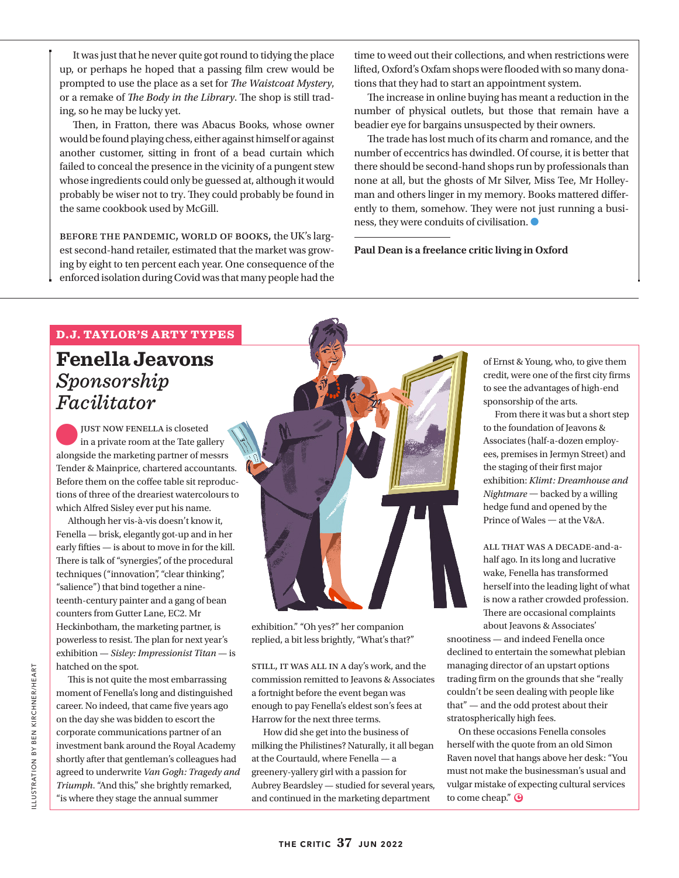It was just that he never quite got round to tidying the place up, or perhaps he hoped that a passing film crew would be prompted to use the place as a set for *The Waistcoat Mystery*, or a remake of *The Body in the Library*. The shop is still trading, so he may be lucky yet.

Then, in Fratton, there was Abacus Books, whose owner would be found playing chess, either against himself or against another customer, sitting in front of a bead curtain which failed to conceal the presence in the vicinity of a pungent stew whose ingredients could only be guessed at, although it would probably be wiser not to try. They could probably be found in the same cookbook used by McGill.

BEFORE THE PANDEMIC, WORLD OF BOOKS, the UK's largest second-hand retailer, estimated that the market was growing by eight to ten percent each year. One consequence of the enforced isolation during Covid was that many people had the time to weed out their collections, and when restrictions were lifted, Oxford's Oxfam shops were flooded with so many donations that they had to start an appointment system.

The increase in online buying has meant a reduction in the number of physical outlets, but those that remain have a beadier eye for bargains unsuspected by their owners.

The trade has lost much of its charm and romance, and the number of eccentrics has dwindled. Of course, it is better that there should be second-hand shops run by professionals than none at all, but the ghosts of Mr Silver, Miss Tee, Mr Holleyman and others linger in my memory. Books mattered differently to them, somehow. They were not just running a business, they were conduits of civilisation.

**Paul Dean is a freelance critic living in Oxford**

---

D.J. TAYLOR'S ARTY TYPES

# Fenella Jeavons
## *Sponsorship Facilitator*

JUST NOW FENELLA is closeted in a private room at the Tate gallery alongside the marketing partner of messrs Tender & Mainprice, chartered accountants. Before them on the coffee table sit reproductions of three of the dreariest watercolours to which Alfred Sisley ever put his name.

Although her vis-à-vis doesn't know it, Fenella — brisk, elegantly got-up and in her early fifties — is about to move in for the kill. There is talk of "synergies", of the procedural techniques ("innovation", "clear thinking", "salience") that bind together a nineteenth-century painter and a gang of bean counters from Gutter Lane, EC2. Mr Heckinbotham, the marketing partner, is powerless to resist. The plan for next year's exhibition — *Sisley: Impressionist Titan* — is hatched on the spot.

This is not quite the most embarrassing moment of Fenella's long and distinguished career. No indeed, that came five years ago on the day she was bidden to escort the corporate communications partner of an investment bank around the Royal Academy shortly after that gentleman's colleagues had agreed to underwrite *Van Gogh: Tragedy and Triumph*. "And this," she brightly remarked, "is where they stage the annual summer exhibition." "Oh yes?" her companion replied, a bit less brightly, "What's that?"

STILL, IT WAS ALL IN A day's work, and the commission remitted to Jeavons & Associates a fortnight before the event began was enough to pay Fenella's eldest son's fees at Harrow for the next three terms.

How did she get into the business of milking the Philistines? Naturally, it all began at the Courtauld, where Fenella — a greenery-yallery girl with a passion for Aubrey Beardsley — studied for several years, and continued in the marketing department of Ernst & Young, who, to give them credit, were one of the first city firms to see the advantages of high-end sponsorship of the arts.

From there it was but a short step to the foundation of Jeavons & Associates (half-a-dozen employees, premises in Jermyn Street) and the staging of their first major exhibition: *Klimt: Dreamhouse and Nightmare* — backed by a willing hedge fund and opened by the Prince of Wales — at the V&A.

ALL THAT WAS A DECADE-and-a-half ago. In its long and lucrative wake, Fenella has transformed herself into the leading light of what is now a rather crowded profession. There are occasional complaints about Jeavons & Associates' snootiness — and indeed Fenella once declined to entertain the somewhat plebian managing director of an upstart options trading firm on the grounds that she "really couldn't be seen dealing with people like that" — and the odd protest about their stratospherically high fees.

On these occasions Fenella consoles herself with the quote from an old Simon Raven novel that hangs above her desk: "You must not make the businessman's usual and vulgar mistake of expecting cultural services to come cheap."

ILLUSTRATION BY BEN KIRCHNER/HEART